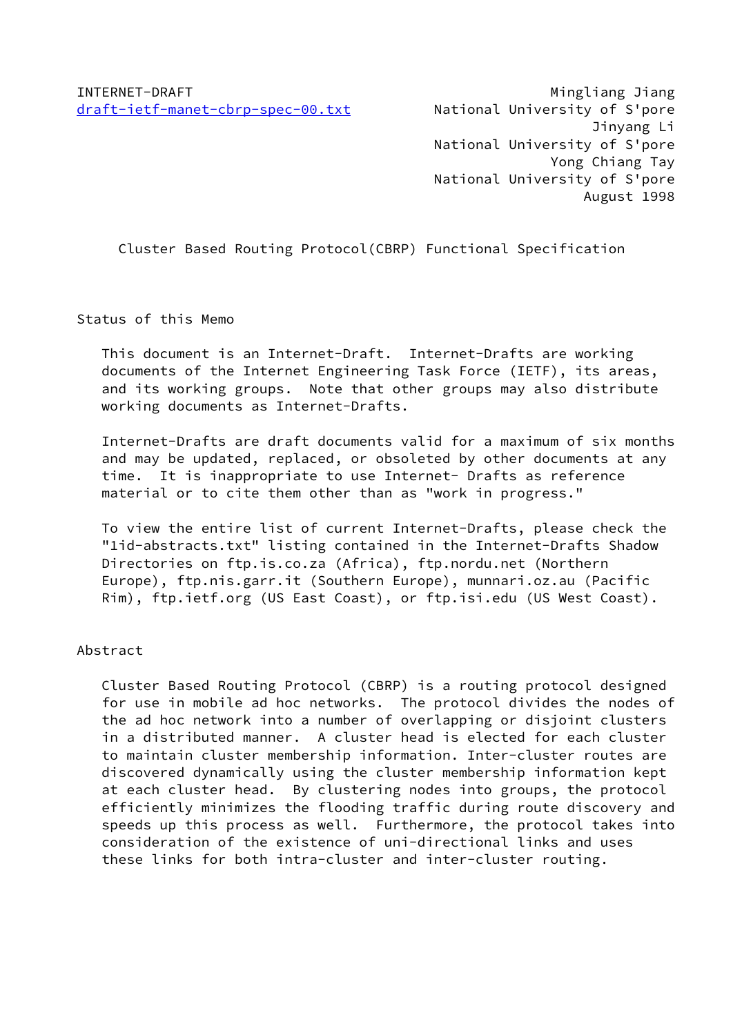INTERNET-DRAFT                                    Mingliang Jiang
draft-ietf-manet-cbrp-spec-00.txt          National University of S'pore
                                                  Jinyang Li
                                           National University of S'pore
                                                  Yong Chiang Tay
                                           National University of S'pore
                                                  August 1998

# Cluster Based Routing Protocol(CBRP) Functional Specification

## Status of this Memo

This document is an Internet-Draft. Internet-Drafts are working documents of the Internet Engineering Task Force (IETF), its areas, and its working groups. Note that other groups may also distribute working documents as Internet-Drafts.

Internet-Drafts are draft documents valid for a maximum of six months and may be updated, replaced, or obsoleted by other documents at any time. It is inappropriate to use Internet- Drafts as reference material or to cite them other than as "work in progress."

To view the entire list of current Internet-Drafts, please check the "1id-abstracts.txt" listing contained in the Internet-Drafts Shadow Directories on ftp.is.co.za (Africa), ftp.nordu.net (Northern Europe), ftp.nis.garr.it (Southern Europe), munnari.oz.au (Pacific Rim), ftp.ietf.org (US East Coast), or ftp.isi.edu (US West Coast).

## Abstract

Cluster Based Routing Protocol (CBRP) is a routing protocol designed for use in mobile ad hoc networks. The protocol divides the nodes of the ad hoc network into a number of overlapping or disjoint clusters in a distributed manner. A cluster head is elected for each cluster to maintain cluster membership information. Inter-cluster routes are discovered dynamically using the cluster membership information kept at each cluster head. By clustering nodes into groups, the protocol efficiently minimizes the flooding traffic during route discovery and speeds up this process as well. Furthermore, the protocol takes into consideration of the existence of uni-directional links and uses these links for both intra-cluster and inter-cluster routing.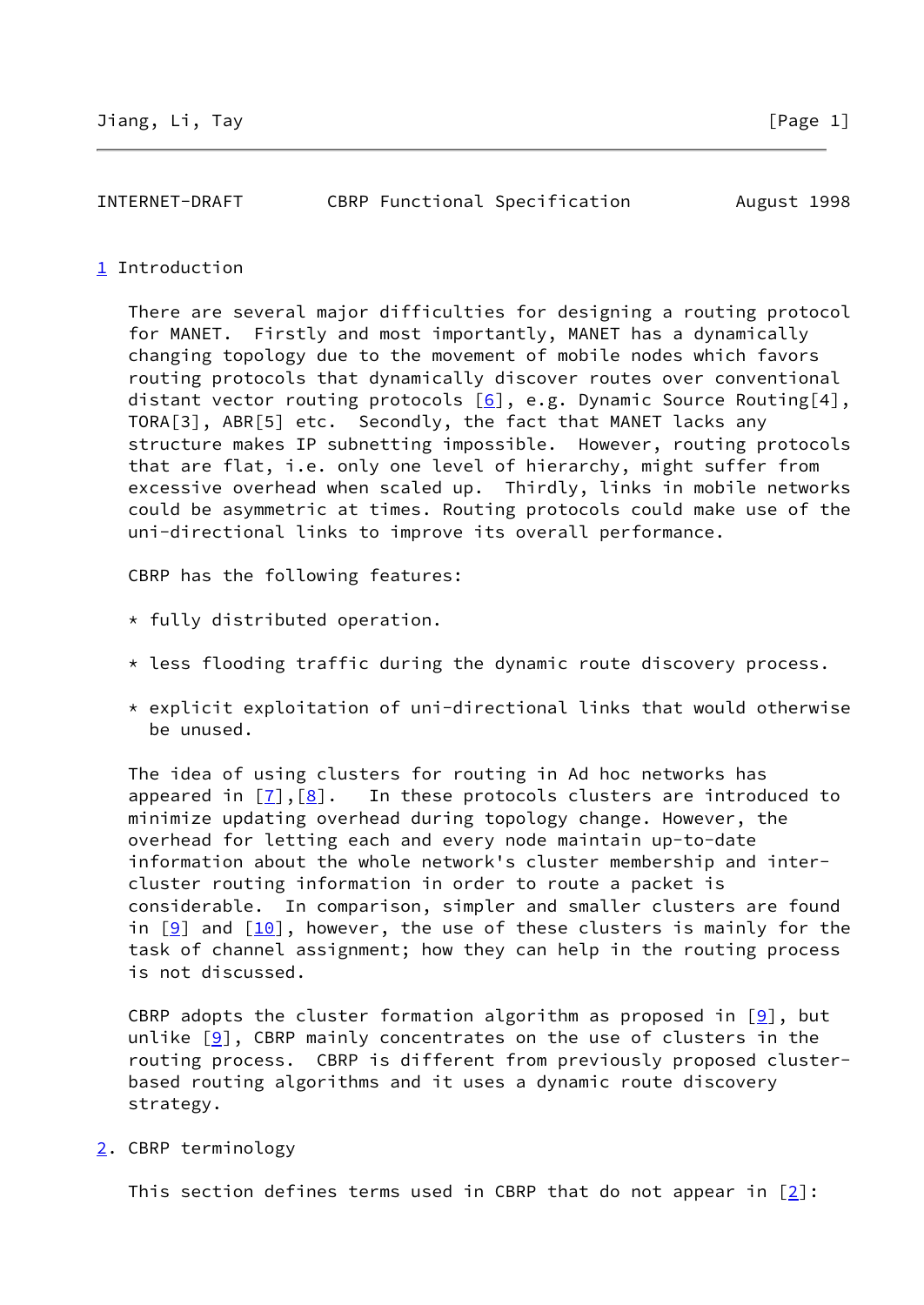## 1 Introduction

There are several major difficulties for designing a routing protocol for MANET. Firstly and most importantly, MANET has a dynamically changing topology due to the movement of mobile nodes which favors routing protocols that dynamically discover routes over conventional distant vector routing protocols [6], e.g. Dynamic Source Routing[4], TORA[3], ABR[5] etc. Secondly, the fact that MANET lacks any structure makes IP subnetting impossible. However, routing protocols that are flat, i.e. only one level of hierarchy, might suffer from excessive overhead when scaled up. Thirdly, links in mobile networks could be asymmetric at times. Routing protocols could make use of the uni-directional links to improve its overall performance.

CBRP has the following features:

* fully distributed operation.

* less flooding traffic during the dynamic route discovery process.

* explicit exploitation of uni-directional links that would otherwise be unused.

The idea of using clusters for routing in Ad hoc networks has appeared in [7],[8]. In these protocols clusters are introduced to minimize updating overhead during topology change. However, the overhead for letting each and every node maintain up-to-date information about the whole network's cluster membership and inter-cluster routing information in order to route a packet is considerable. In comparison, simpler and smaller clusters are found in [9] and [10], however, the use of these clusters is mainly for the task of channel assignment; how they can help in the routing process is not discussed.

CBRP adopts the cluster formation algorithm as proposed in [9], but unlike [9], CBRP mainly concentrates on the use of clusters in the routing process. CBRP is different from previously proposed cluster-based routing algorithms and it uses a dynamic route discovery strategy.

## 2. CBRP terminology

This section defines terms used in CBRP that do not appear in [2]: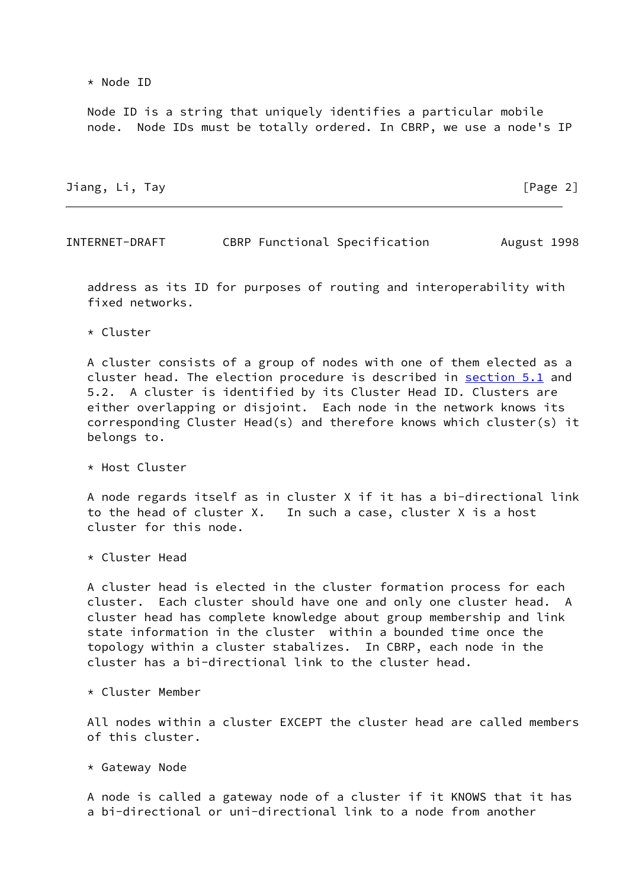* Node ID

Node ID is a string that uniquely identifies a particular mobile node. Node IDs must be totally ordered. In CBRP, we use a node's IP address as its ID for purposes of routing and interoperability with fixed networks.

* Cluster

A cluster consists of a group of nodes with one of them elected as a cluster head. The election procedure is described in section 5.1 and 5.2. A cluster is identified by its Cluster Head ID. Clusters are either overlapping or disjoint. Each node in the network knows its corresponding Cluster Head(s) and therefore knows which cluster(s) it belongs to.

* Host Cluster

A node regards itself as in cluster X if it has a bi-directional link to the head of cluster X. In such a case, cluster X is a host cluster for this node.

* Cluster Head

A cluster head is elected in the cluster formation process for each cluster. Each cluster should have one and only one cluster head. A cluster head has complete knowledge about group membership and link state information in the cluster within a bounded time once the topology within a cluster stabalizes. In CBRP, each node in the cluster has a bi-directional link to the cluster head.

* Cluster Member

All nodes within a cluster EXCEPT the cluster head are called members of this cluster.

* Gateway Node

A node is called a gateway node of a cluster if it KNOWS that it has a bi-directional or uni-directional link to a node from another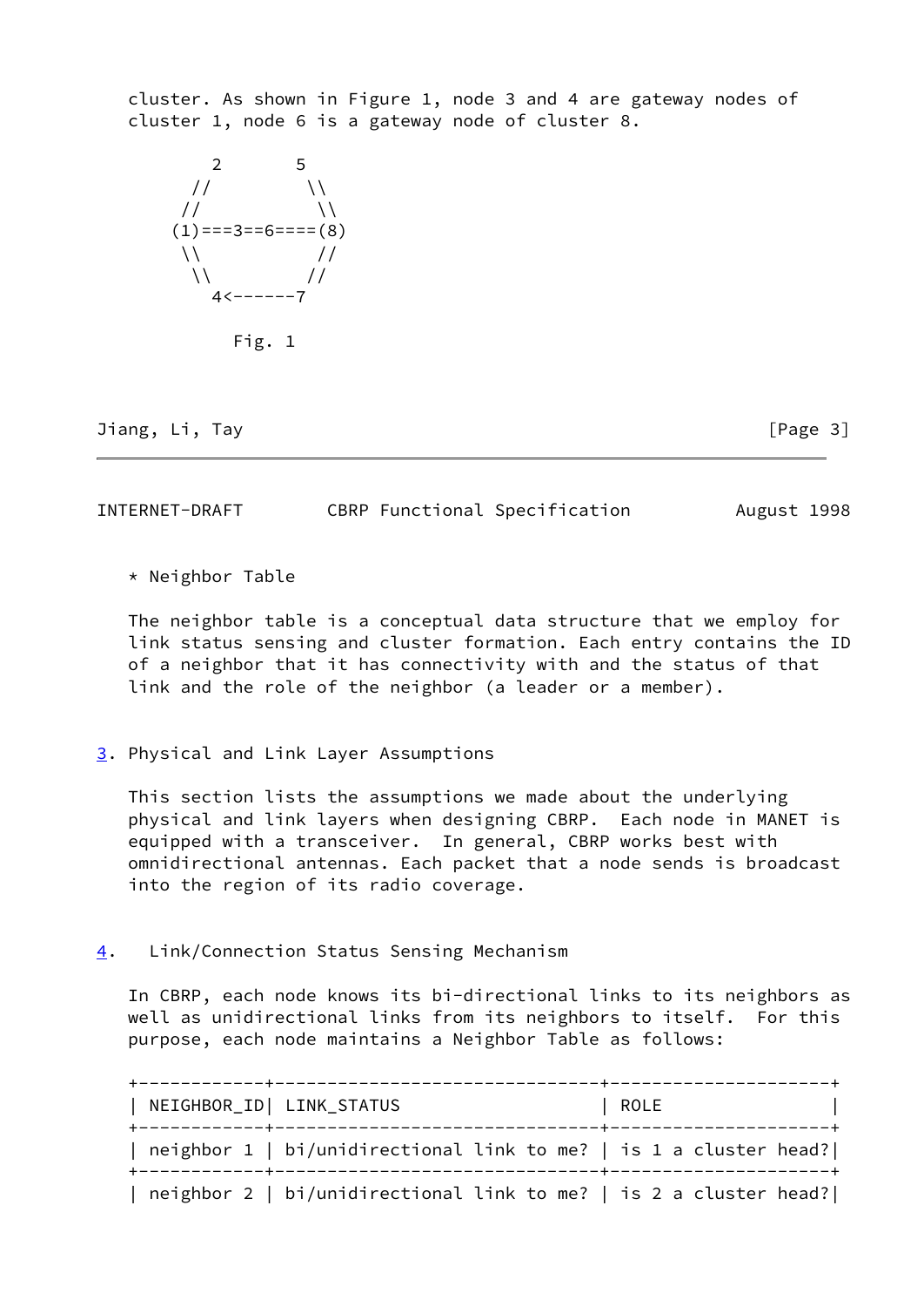cluster. As shown in Figure 1, node 3 and 4 are gateway nodes of cluster 1, node 6 is a gateway node of cluster 8.

```
        2       5
       //         \\
      //           \\
     (1)===3==6====(8)
      \\           //
       \\         //
        4<------7

          Fig. 1
```

* Neighbor Table

The neighbor table is a conceptual data structure that we employ for link status sensing and cluster formation. Each entry contains the ID of a neighbor that it has connectivity with and the status of that link and the role of the neighbor (a leader or a member).

## 3. Physical and Link Layer Assumptions

This section lists the assumptions we made about the underlying physical and link layers when designing CBRP. Each node in MANET is equipped with a transceiver. In general, CBRP works best with omnidirectional antennas. Each packet that a node sends is broadcast into the region of its radio coverage.

## 4. Link/Connection Status Sensing Mechanism

In CBRP, each node knows its bi-directional links to its neighbors as well as unidirectional links from its neighbors to itself. For this purpose, each node maintains a Neighbor Table as follows:

| NEIGHBOR_ID | LINK_STATUS | ROLE |
|---|---|---|
| neighbor 1 | bi/unidirectional link to me? | is 1 a cluster head? |
| neighbor 2 | bi/unidirectional link to me? | is 2 a cluster head? |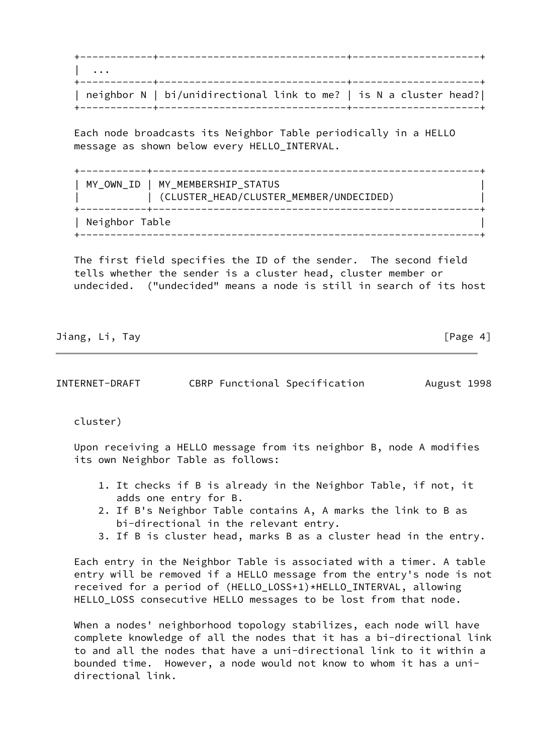| ... | | |
|---|---|---|
| neighbor N | bi/unidirectional link to me? | is N a cluster head? |

Each node broadcasts its Neighbor Table periodically in a HELLO message as shown below every HELLO_INTERVAL.

| MY_OWN_ID | MY_MEMBERSHIP_STATUS (CLUSTER_HEAD/CLUSTER_MEMBER/UNDECIDED) |
|---|---|
| Neighbor Table | |

The first field specifies the ID of the sender. The second field tells whether the sender is a cluster head, cluster member or undecided. ("undecided" means a node is still in search of its host cluster)

Upon receiving a HELLO message from its neighbor B, node A modifies its own Neighbor Table as follows:

1. It checks if B is already in the Neighbor Table, if not, it adds one entry for B.
2. If B's Neighbor Table contains A, A marks the link to B as bi-directional in the relevant entry.
3. If B is cluster head, marks B as a cluster head in the entry.

Each entry in the Neighbor Table is associated with a timer. A table entry will be removed if a HELLO message from the entry's node is not received for a period of (HELLO_LOSS+1)*HELLO_INTERVAL, allowing HELLO_LOSS consecutive HELLO messages to be lost from that node.

When a nodes' neighborhood topology stabilizes, each node will have complete knowledge of all the nodes that it has a bi-directional link to and all the nodes that have a uni-directional link to it within a bounded time. However, a node would not know to whom it has a uni-directional link.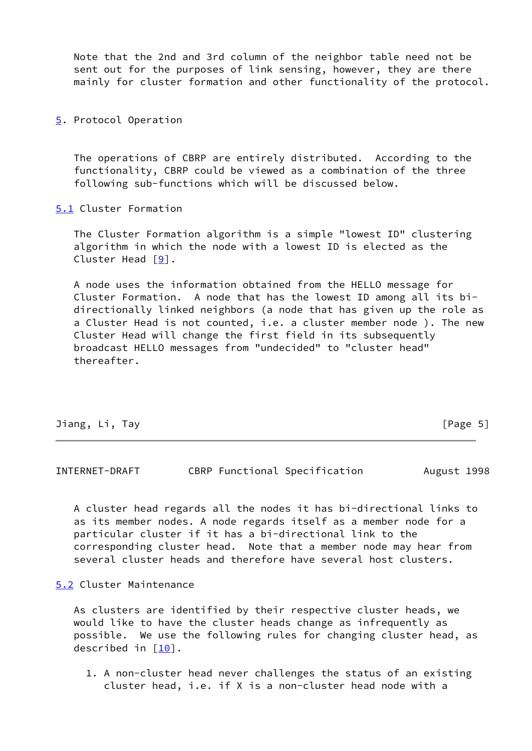Note that the 2nd and 3rd column of the neighbor table need not be sent out for the purposes of link sensing, however, they are there mainly for cluster formation and other functionality of the protocol.

## 5. Protocol Operation

The operations of CBRP are entirely distributed. According to the functionality, CBRP could be viewed as a combination of the three following sub-functions which will be discussed below.

### 5.1 Cluster Formation

The Cluster Formation algorithm is a simple "lowest ID" clustering algorithm in which the node with a lowest ID is elected as the Cluster Head [9].

A node uses the information obtained from the HELLO message for Cluster Formation. A node that has the lowest ID among all its bi-directionally linked neighbors (a node that has given up the role as a Cluster Head is not counted, i.e. a cluster member node ). The new Cluster Head will change the first field in its subsequently broadcast HELLO messages from "undecided" to "cluster head" thereafter.

A cluster head regards all the nodes it has bi-directional links to as its member nodes. A node regards itself as a member node for a particular cluster if it has a bi-directional link to the corresponding cluster head. Note that a member node may hear from several cluster heads and therefore have several host clusters.

### 5.2 Cluster Maintenance

As clusters are identified by their respective cluster heads, we would like to have the cluster heads change as infrequently as possible. We use the following rules for changing cluster head, as described in [10].

1. A non-cluster head never challenges the status of an existing cluster head, i.e. if X is a non-cluster head node with a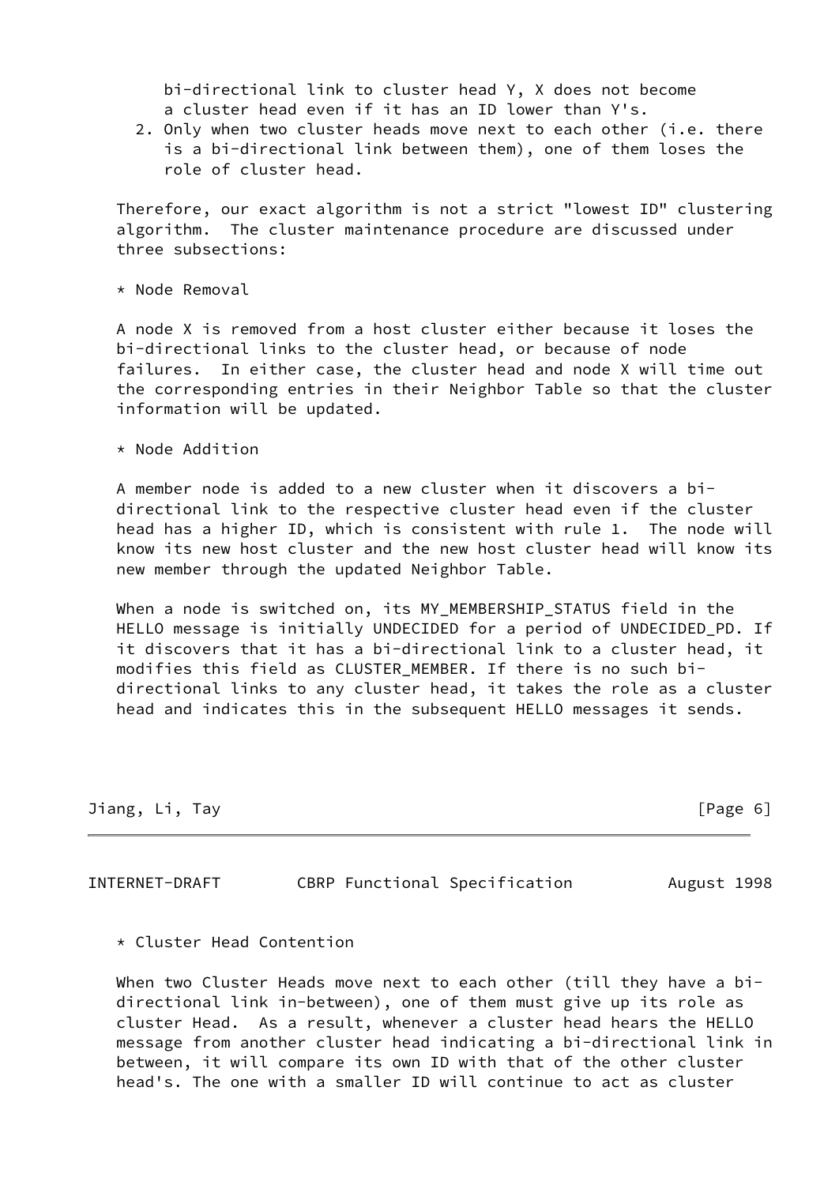bi-directional link to cluster head Y, X does not become a cluster head even if it has an ID lower than Y's.

2. Only when two cluster heads move next to each other (i.e. there is a bi-directional link between them), one of them loses the role of cluster head.

Therefore, our exact algorithm is not a strict "lowest ID" clustering algorithm. The cluster maintenance procedure are discussed under three subsections:

* Node Removal

A node X is removed from a host cluster either because it loses the bi-directional links to the cluster head, or because of node failures. In either case, the cluster head and node X will time out the corresponding entries in their Neighbor Table so that the cluster information will be updated.

* Node Addition

A member node is added to a new cluster when it discovers a bi-directional link to the respective cluster head even if the cluster head has a higher ID, which is consistent with rule 1. The node will know its new host cluster and the new host cluster head will know its new member through the updated Neighbor Table.

When a node is switched on, its MY_MEMBERSHIP_STATUS field in the HELLO message is initially UNDECIDED for a period of UNDECIDED_PD. If it discovers that it has a bi-directional link to a cluster head, it modifies this field as CLUSTER_MEMBER. If there is no such bi-directional links to any cluster head, it takes the role as a cluster head and indicates this in the subsequent HELLO messages it sends.

* Cluster Head Contention

When two Cluster Heads move next to each other (till they have a bi-directional link in-between), one of them must give up its role as cluster Head. As a result, whenever a cluster head hears the HELLO message from another cluster head indicating a bi-directional link in between, it will compare its own ID with that of the other cluster head's. The one with a smaller ID will continue to act as cluster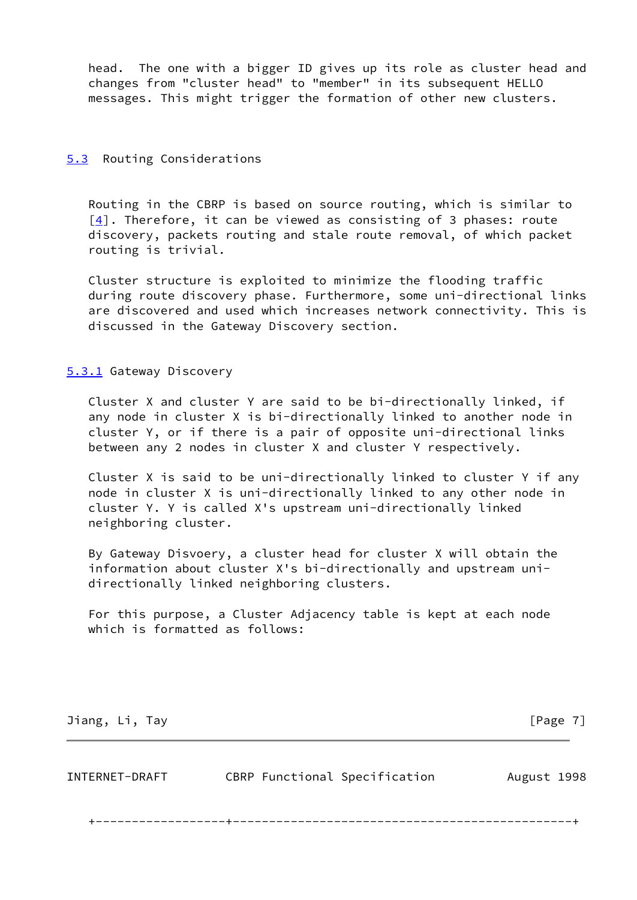head.  The one with a bigger ID gives up its role as cluster head and changes from "cluster head" to "member" in its subsequent HELLO messages. This might trigger the formation of other new clusters.

## 5.3 Routing Considerations

Routing in the CBRP is based on source routing, which is similar to [4]. Therefore, it can be viewed as consisting of 3 phases: route discovery, packets routing and stale route removal, of which packet routing is trivial.

Cluster structure is exploited to minimize the flooding traffic during route discovery phase. Furthermore, some uni-directional links are discovered and used which increases network connectivity. This is discussed in the Gateway Discovery section.

### 5.3.1 Gateway Discovery

Cluster X and cluster Y are said to be bi-directionally linked, if any node in cluster X is bi-directionally linked to another node in cluster Y, or if there is a pair of opposite uni-directional links between any 2 nodes in cluster X and cluster Y respectively.

Cluster X is said to be uni-directionally linked to cluster Y if any node in cluster X is uni-directionally linked to any other node in cluster Y. Y is called X's upstream uni-directionally linked neighboring cluster.

By Gateway Disvoery, a cluster head for cluster X will obtain the information about cluster X's bi-directionally and upstream uni-directionally linked neighboring clusters.

For this purpose, a Cluster Adjacency table is kept at each node which is formatted as follows:

```
+-----------------+-----------------------------------------------+
```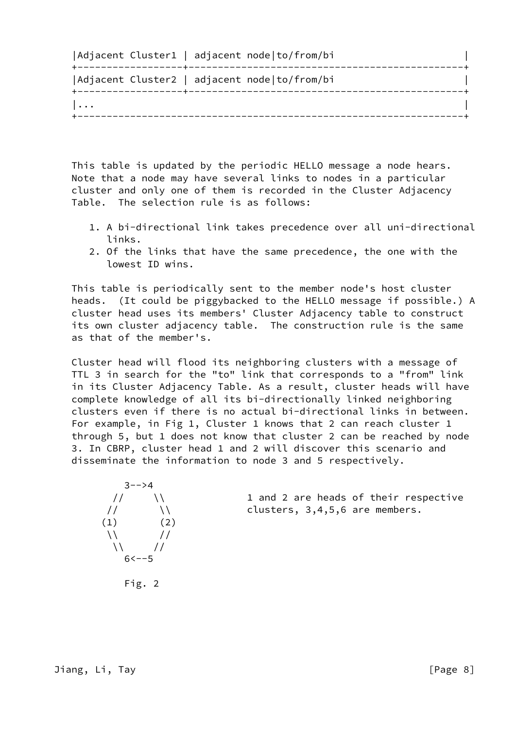| Adjacent Cluster1 | adjacent node\|to/from/bi |
|---|---|
| Adjacent Cluster2 | adjacent node\|to/from/bi |
| ... | |

This table is updated by the periodic HELLO message a node hears. Note that a node may have several links to nodes in a particular cluster and only one of them is recorded in the Cluster Adjacency Table. The selection rule is as follows:

1. A bi-directional link takes precedence over all uni-directional links.
2. Of the links that have the same precedence, the one with the lowest ID wins.

This table is periodically sent to the member node's host cluster heads. (It could be piggybacked to the HELLO message if possible.) A cluster head uses its members' Cluster Adjacency table to construct its own cluster adjacency table. The construction rule is the same as that of the member's.

Cluster head will flood its neighboring clusters with a message of TTL 3 in search for the "to" link that corresponds to a "from" link in its Cluster Adjacency Table. As a result, cluster heads will have complete knowledge of all its bi-directionally linked neighboring clusters even if there is no actual bi-directional links in between. For example, in Fig 1, Cluster 1 knows that 2 can reach cluster 1 through 5, but 1 does not know that cluster 2 can be reached by node 3. In CBRP, cluster head 1 and 2 will discover this scenario and disseminate the information to node 3 and 5 respectively.

```
        3-->4
       //     \\              1 and 2 are heads of their respective
      //       \\             clusters, 3,4,5,6 are members.
     (1)       (2)
      \\       //
       \\     //
        6<--5

        Fig. 2
```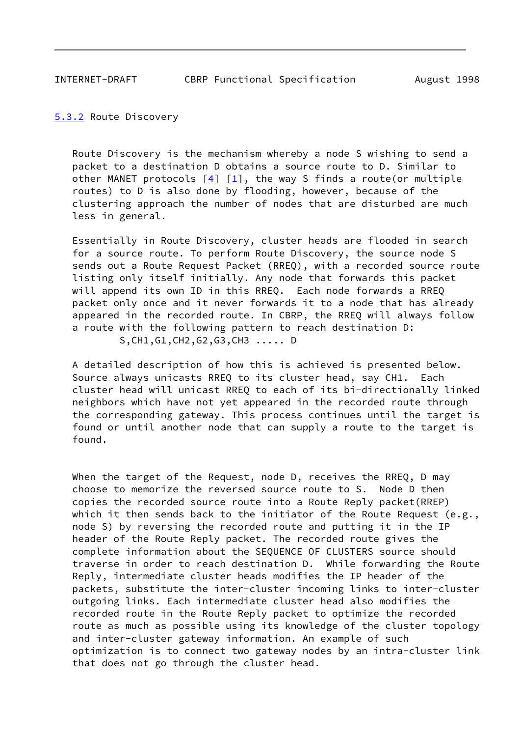### 5.3.2 Route Discovery

Route Discovery is the mechanism whereby a node S wishing to send a packet to a destination D obtains a source route to D. Similar to other MANET protocols [4] [1], the way S finds a route(or multiple routes) to D is also done by flooding, however, because of the clustering approach the number of nodes that are disturbed are much less in general.

Essentially in Route Discovery, cluster heads are flooded in search for a source route. To perform Route Discovery, the source node S sends out a Route Request Packet (RREQ), with a recorded source route listing only itself initially. Any node that forwards this packet will append its own ID in this RREQ. Each node forwards a RREQ packet only once and it never forwards it to a node that has already appeared in the recorded route. In CBRP, the RREQ will always follow a route with the following pattern to reach destination D:

```
        S,CH1,G1,CH2,G2,G3,CH3 ..... D
```

A detailed description of how this is achieved is presented below. Source always unicasts RREQ to its cluster head, say CH1. Each cluster head will unicast RREQ to each of its bi-directionally linked neighbors which have not yet appeared in the recorded route through the corresponding gateway. This process continues until the target is found or until another node that can supply a route to the target is found.

When the target of the Request, node D, receives the RREQ, D may choose to memorize the reversed source route to S. Node D then copies the recorded source route into a Route Reply packet(RREP) which it then sends back to the initiator of the Route Request (e.g., node S) by reversing the recorded route and putting it in the IP header of the Route Reply packet. The recorded route gives the complete information about the SEQUENCE OF CLUSTERS source should traverse in order to reach destination D. While forwarding the Route Reply, intermediate cluster heads modifies the IP header of the packets, substitute the inter-cluster incoming links to inter-cluster outgoing links. Each intermediate cluster head also modifies the recorded route in the Route Reply packet to optimize the recorded route as much as possible using its knowledge of the cluster topology and inter-cluster gateway information. An example of such optimization is to connect two gateway nodes by an intra-cluster link that does not go through the cluster head.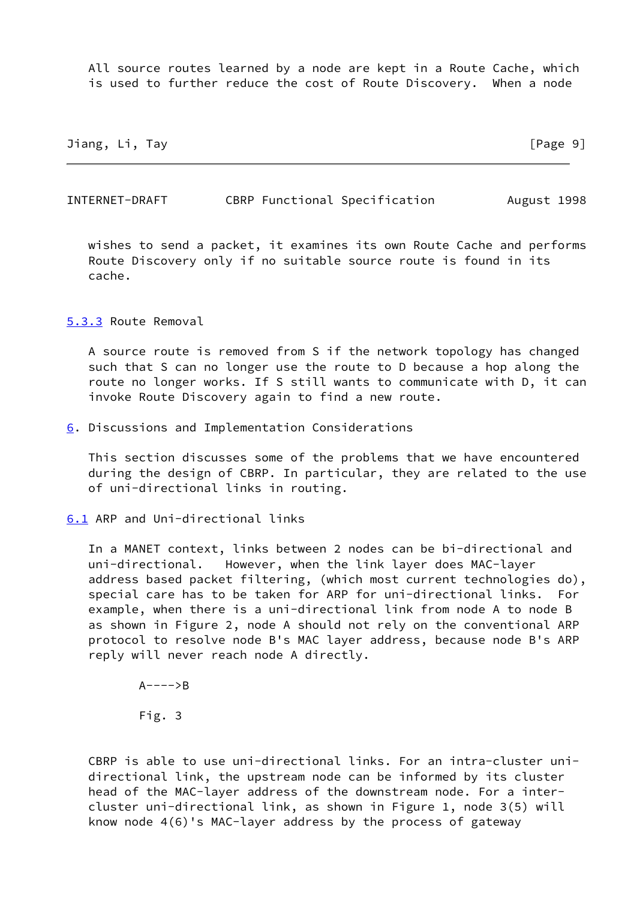All source routes learned by a node are kept in a Route Cache, which is used to further reduce the cost of Route Discovery. When a node wishes to send a packet, it examines its own Route Cache and performs Route Discovery only if no suitable source route is found in its cache.

### 5.3.3 Route Removal

A source route is removed from S if the network topology has changed such that S can no longer use the route to D because a hop along the route no longer works. If S still wants to communicate with D, it can invoke Route Discovery again to find a new route.

## 6. Discussions and Implementation Considerations

This section discusses some of the problems that we have encountered during the design of CBRP. In particular, they are related to the use of uni-directional links in routing.

### 6.1 ARP and Uni-directional links

In a MANET context, links between 2 nodes can be bi-directional and uni-directional. However, when the link layer does MAC-layer address based packet filtering, (which most current technologies do), special care has to be taken for ARP for uni-directional links. For example, when there is a uni-directional link from node A to node B as shown in Figure 2, node A should not rely on the conventional ARP protocol to resolve node B's MAC layer address, because node B's ARP reply will never reach node A directly.

```
A---->B

Fig. 3
```

CBRP is able to use uni-directional links. For an intra-cluster uni-directional link, the upstream node can be informed by its cluster head of the MAC-layer address of the downstream node. For a inter-cluster uni-directional link, as shown in Figure 1, node 3(5) will know node 4(6)'s MAC-layer address by the process of gateway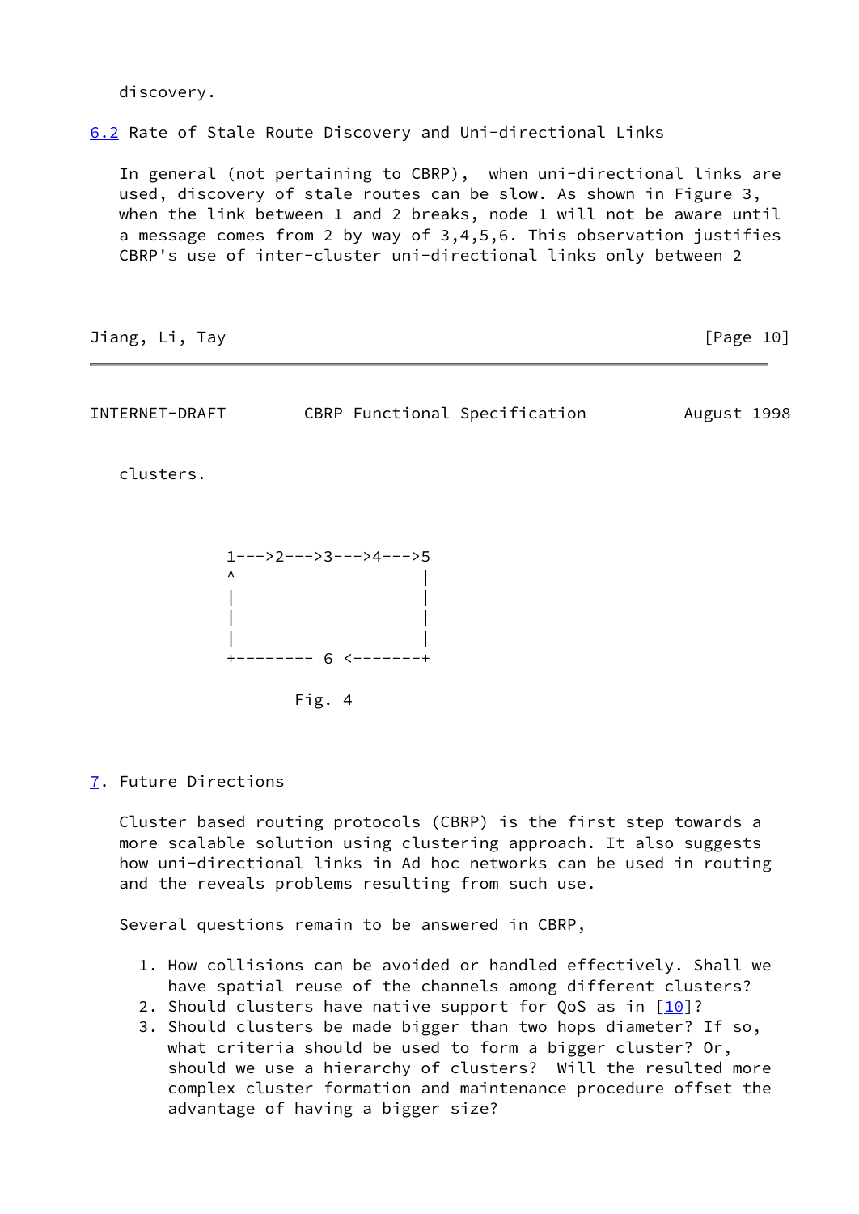discovery.

## 6.2 Rate of Stale Route Discovery and Uni-directional Links

In general (not pertaining to CBRP), when uni-directional links are used, discovery of stale routes can be slow. As shown in Figure 3, when the link between 1 and 2 breaks, node 1 will not be aware until a message comes from 2 by way of 3,4,5,6. This observation justifies CBRP's use of inter-cluster uni-directional links only between 2 clusters.

```
1--->2--->3--->4--->5
^                   |
|                   |
|                   |
|                   |
+-------- 6 <-------+
```

Fig. 4

# 7. Future Directions

Cluster based routing protocols (CBRP) is the first step towards a more scalable solution using clustering approach. It also suggests how uni-directional links in Ad hoc networks can be used in routing and the reveals problems resulting from such use.

Several questions remain to be answered in CBRP,

1. How collisions can be avoided or handled effectively. Shall we have spatial reuse of the channels among different clusters?
2. Should clusters have native support for QoS as in [10]?
3. Should clusters be made bigger than two hops diameter? If so, what criteria should be used to form a bigger cluster? Or, should we use a hierarchy of clusters? Will the resulted more complex cluster formation and maintenance procedure offset the advantage of having a bigger size?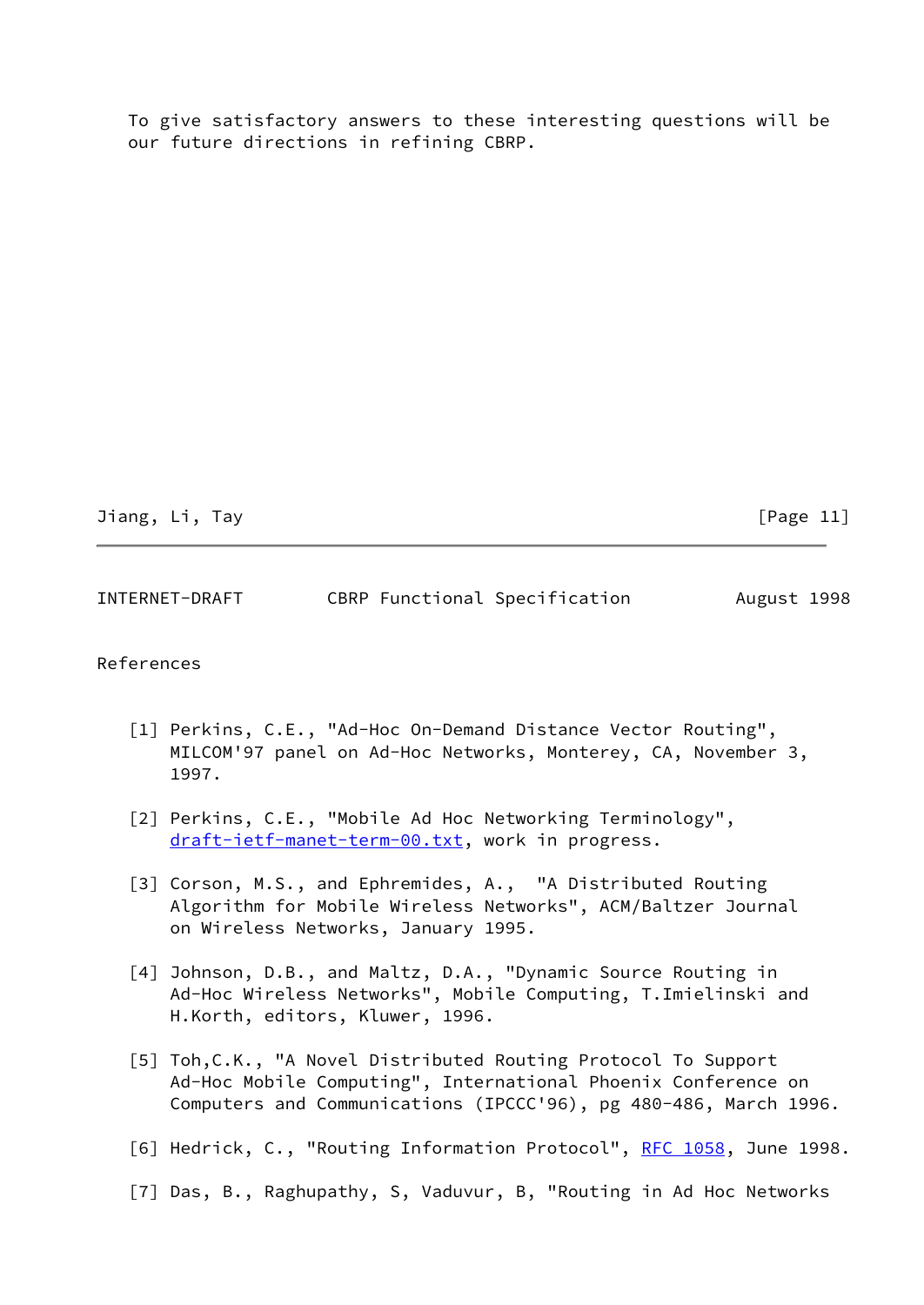To give satisfactory answers to these interesting questions will be our future directions in refining CBRP.

## References

[1] Perkins, C.E., "Ad-Hoc On-Demand Distance Vector Routing", MILCOM'97 panel on Ad-Hoc Networks, Monterey, CA, November 3, 1997.

[2] Perkins, C.E., "Mobile Ad Hoc Networking Terminology", draft-ietf-manet-term-00.txt, work in progress.

[3] Corson, M.S., and Ephremides, A., "A Distributed Routing Algorithm for Mobile Wireless Networks", ACM/Baltzer Journal on Wireless Networks, January 1995.

[4] Johnson, D.B., and Maltz, D.A., "Dynamic Source Routing in Ad-Hoc Wireless Networks", Mobile Computing, T.Imielinski and H.Korth, editors, Kluwer, 1996.

[5] Toh,C.K., "A Novel Distributed Routing Protocol To Support Ad-Hoc Mobile Computing", International Phoenix Conference on Computers and Communications (IPCCC'96), pg 480-486, March 1996.

[6] Hedrick, C., "Routing Information Protocol", RFC 1058, June 1998.

[7] Das, B., Raghupathy, S, Vaduvur, B, "Routing in Ad Hoc Networks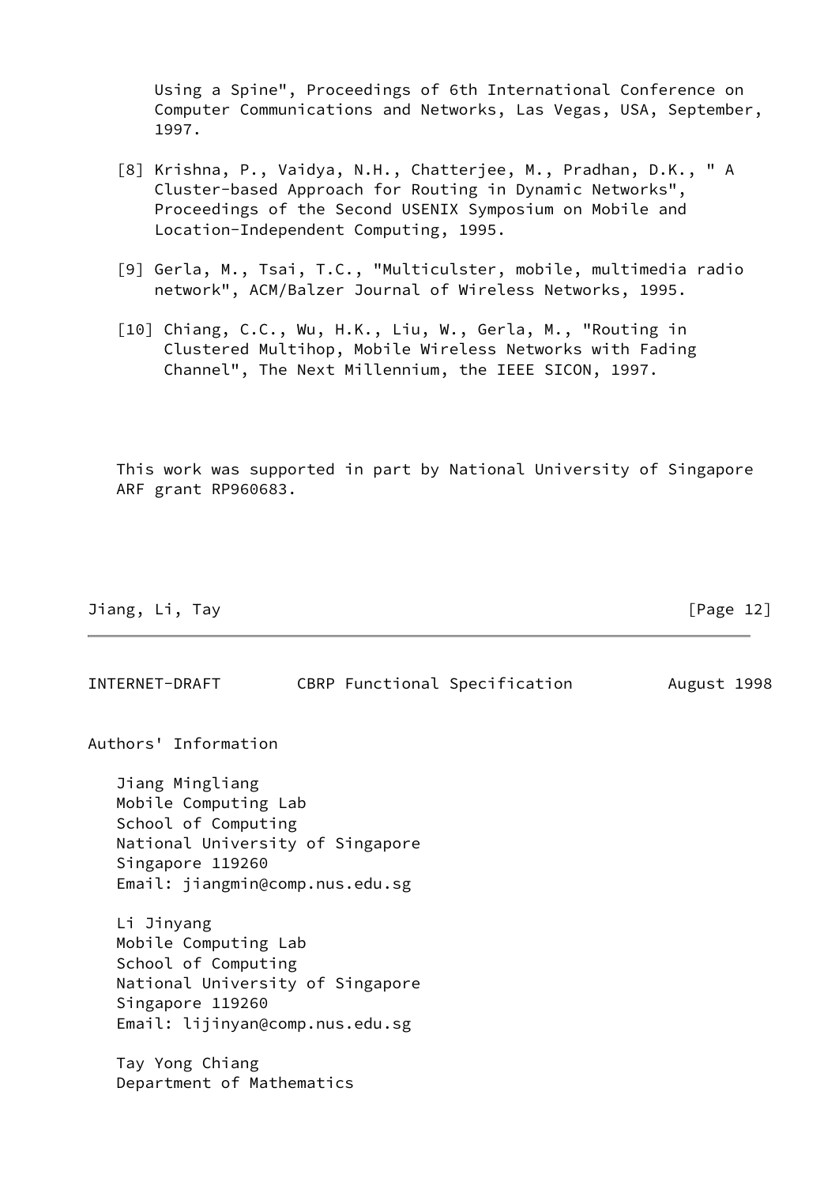Using a Spine", Proceedings of 6th International Conference on Computer Communications and Networks, Las Vegas, USA, September, 1997.

[8] Krishna, P., Vaidya, N.H., Chatterjee, M., Pradhan, D.K., " A Cluster-based Approach for Routing in Dynamic Networks", Proceedings of the Second USENIX Symposium on Mobile and Location-Independent Computing, 1995.

[9] Gerla, M., Tsai, T.C., "Multiculster, mobile, multimedia radio network", ACM/Balzer Journal of Wireless Networks, 1995.

[10] Chiang, C.C., Wu, H.K., Liu, W., Gerla, M., "Routing in Clustered Multihop, Mobile Wireless Networks with Fading Channel", The Next Millennium, the IEEE SICON, 1997.

This work was supported in part by National University of Singapore ARF grant RP960683.

## Authors' Information

Jiang Mingliang
Mobile Computing Lab
School of Computing
National University of Singapore
Singapore 119260
Email: jiangmin@comp.nus.edu.sg

Li Jinyang
Mobile Computing Lab
School of Computing
National University of Singapore
Singapore 119260
Email: lijinyan@comp.nus.edu.sg

Tay Yong Chiang
Department of Mathematics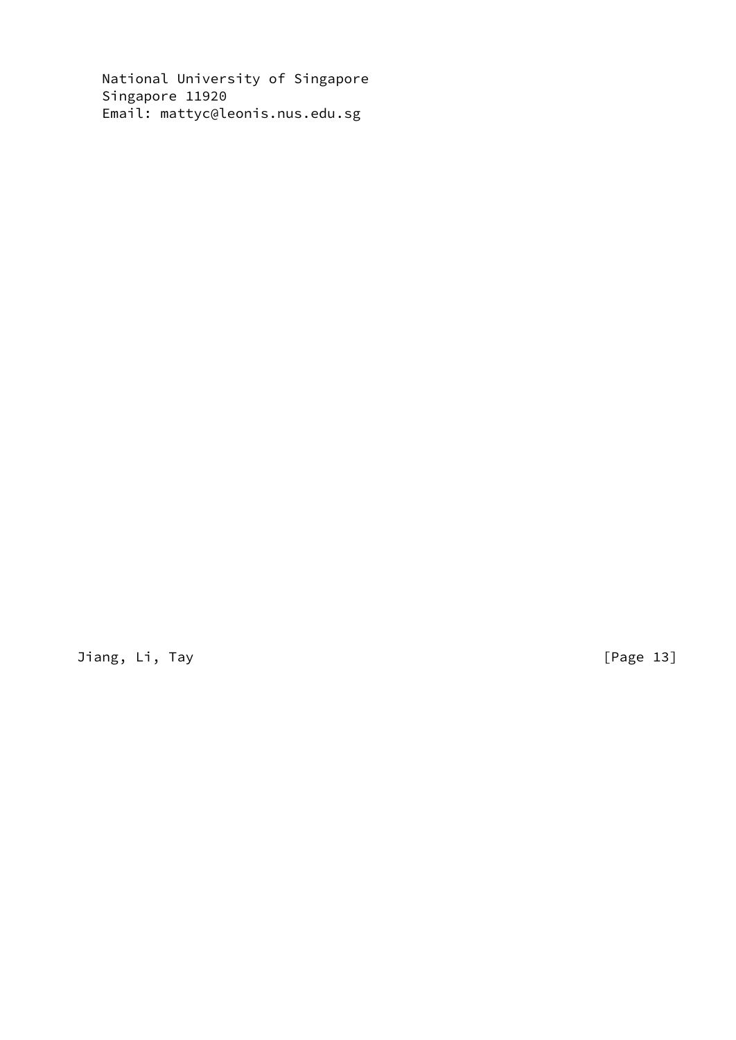National University of Singapore
Singapore 11920
Email: mattyc@leonis.nus.edu.sg